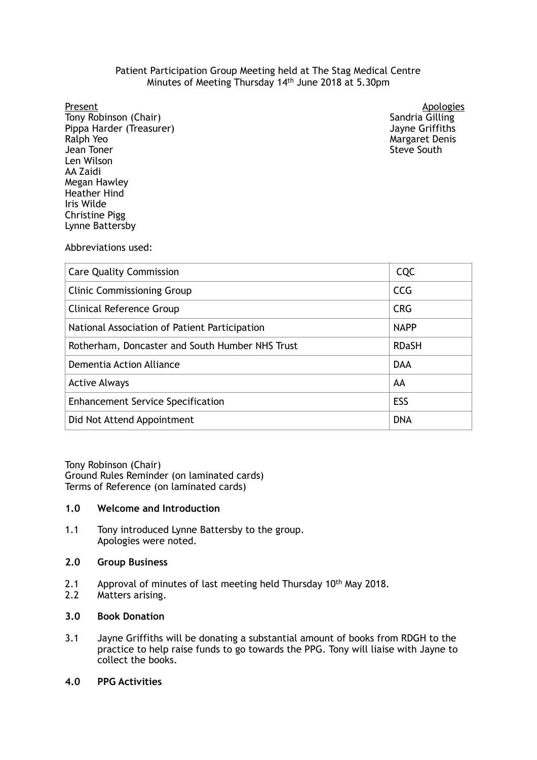Patient Participation Group Meeting held at The Stag Medical Centre
Minutes of Meeting Thursday 14th June 2018 at 5.30pm

**Present**
Tony Robinson (Chair)
Pippa Harder (Treasurer)
Ralph Yeo
Jean Toner
Len Wilson
AA Zaidi
Megan Hawley
Heather Hind
Iris Wilde
Christine Pigg
Lynne Battersby

**Apologies**
Sandria Gilling
Jayne Griffiths
Margaret Denis
Steve South

Abbreviations used:

| | |
|---|---|
| Care Quality Commission | CQC |
| Clinic Commissioning Group | CCG |
| Clinical Reference Group | CRG |
| National Association of Patient Participation | NAPP |
| Rotherham, Doncaster and South Humber NHS Trust | RDaSH |
| Dementia Action Alliance | DAA |
| Active Always | AA |
| Enhancement Service Specification | ESS |
| Did Not Attend Appointment | DNA |

Tony Robinson (Chair)
Ground Rules Reminder (on laminated cards)
Terms of Reference (on laminated cards)

**1.0 Welcome and Introduction**

1.1 Tony introduced Lynne Battersby to the group.
Apologies were noted.

**2.0 Group Business**

2.1 Approval of minutes of last meeting held Thursday 10th May 2018.
2.2 Matters arising.

**3.0 Book Donation**

3.1 Jayne Griffiths will be donating a substantial amount of books from RDGH to the practice to help raise funds to go towards the PPG. Tony will liaise with Jayne to collect the books.

**4.0 PPG Activities**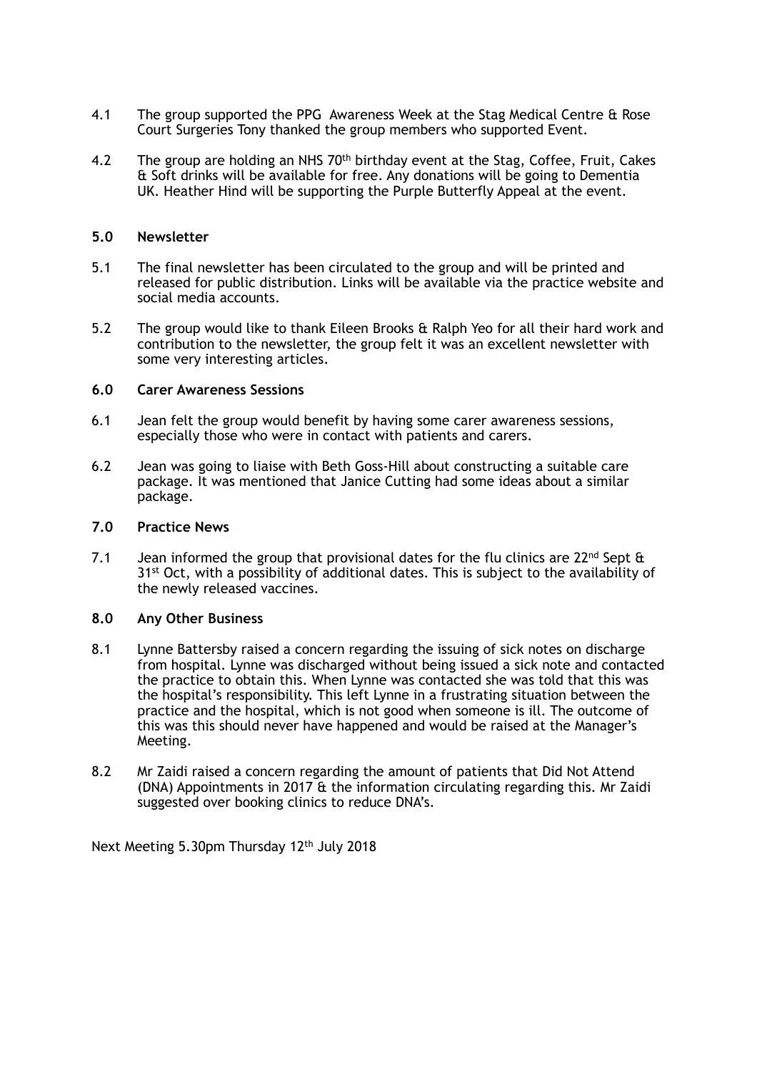4.1 The group supported the PPG Awareness Week at the Stag Medical Centre & Rose Court Surgeries Tony thanked the group members who supported Event.

4.2 The group are holding an NHS 70th birthday event at the Stag, Coffee, Fruit, Cakes & Soft drinks will be available for free. Any donations will be going to Dementia UK. Heather Hind will be supporting the Purple Butterfly Appeal at the event.

## 5.0 Newsletter

5.1 The final newsletter has been circulated to the group and will be printed and released for public distribution. Links will be available via the practice website and social media accounts.

5.2 The group would like to thank Eileen Brooks & Ralph Yeo for all their hard work and contribution to the newsletter, the group felt it was an excellent newsletter with some very interesting articles.

## 6.0 Carer Awareness Sessions

6.1 Jean felt the group would benefit by having some carer awareness sessions, especially those who were in contact with patients and carers.

6.2 Jean was going to liaise with Beth Goss-Hill about constructing a suitable care package. It was mentioned that Janice Cutting had some ideas about a similar package.

## 7.0 Practice News

7.1 Jean informed the group that provisional dates for the flu clinics are 22nd Sept & 31st Oct, with a possibility of additional dates. This is subject to the availability of the newly released vaccines.

## 8.0 Any Other Business

8.1 Lynne Battersby raised a concern regarding the issuing of sick notes on discharge from hospital. Lynne was discharged without being issued a sick note and contacted the practice to obtain this. When Lynne was contacted she was told that this was the hospital's responsibility. This left Lynne in a frustrating situation between the practice and the hospital, which is not good when someone is ill. The outcome of this was this should never have happened and would be raised at the Manager's Meeting.

8.2 Mr Zaidi raised a concern regarding the amount of patients that Did Not Attend (DNA) Appointments in 2017 & the information circulating regarding this. Mr Zaidi suggested over booking clinics to reduce DNA's.

Next Meeting 5.30pm Thursday 12th July 2018